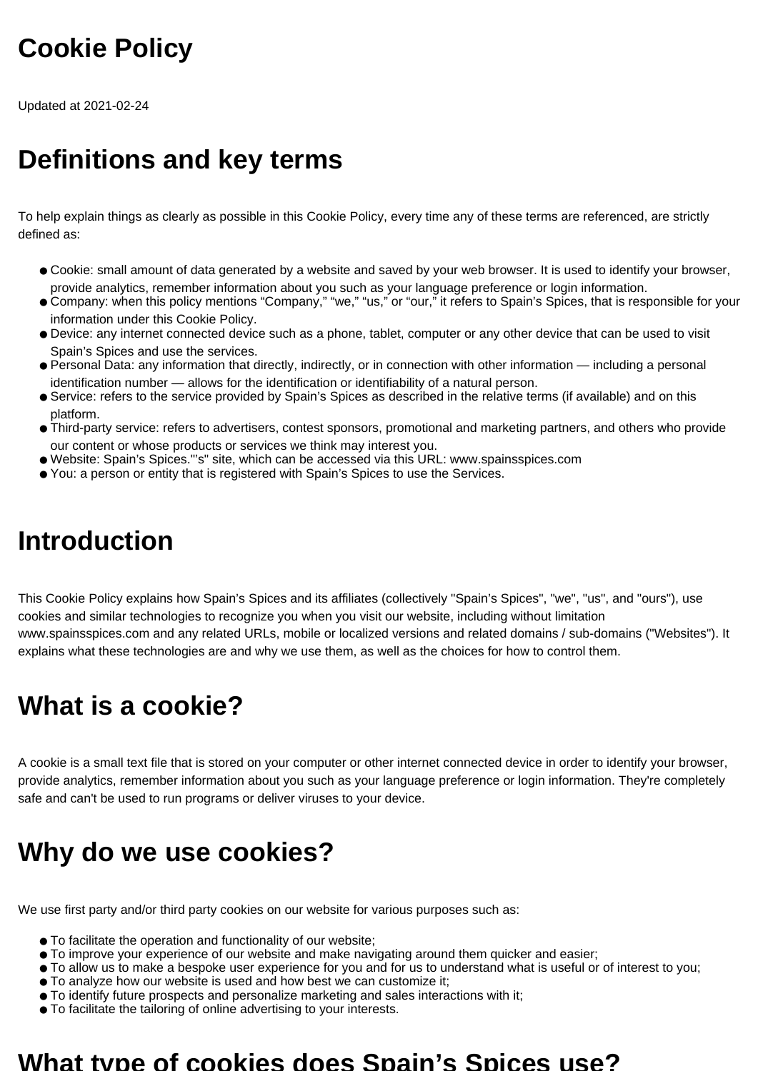# Cookie Policy

Updated at 2021-02-24

# Definitions and key terms

To help explain things as clearly as possible in this Cookie Policy, every time any of these terms are referenced, are strictly defined as:

- Cookie: small amount of data generated by a website and saved by your web browser. It is used to identify your browser, provide analytics, remember information about you such as your language preference or login information.
- Company: when this policy mentions "Company," "we," "us," or "our," it refers to Spain's Spices, that is responsible for your information under this Cookie Policy.
- Device: any internet connected device such as a phone, tablet, computer or any other device that can be used to visit Spain's Spices and use the services.
- Personal Data: any information that directly, indirectly, or in connection with other information — including a personal identification number — allows for the identification or identifiability of a natural person.
- Service: refers to the service provided by Spain's Spices as described in the relative terms (if available) and on this platform.
- Third-party service: refers to advertisers, contest sponsors, promotional and marketing partners, and others who provide our content or whose products or services we think may interest you.
- Website: Spain's Spices."'s" site, which can be accessed via this URL: www.spainsspices.com
- You: a person or entity that is registered with Spain's Spices to use the Services.

# Introduction

This Cookie Policy explains how Spain's Spices and its affiliates (collectively "Spain's Spices", "we", "us", and "ours"), use cookies and similar technologies to recognize you when you visit our website, including without limitation www.spainsspices.com and any related URLs, mobile or localized versions and related domains / sub-domains ("Websites"). It explains what these technologies are and why we use them, as well as the choices for how to control them.

# What is a cookie?

A cookie is a small text file that is stored on your computer or other internet connected device in order to identify your browser, provide analytics, remember information about you such as your language preference or login information. They're completely safe and can't be used to run programs or deliver viruses to your device.

# Why do we use cookies?

We use first party and/or third party cookies on our website for various purposes such as:

- To facilitate the operation and functionality of our website;
- To improve your experience of our website and make navigating around them quicker and easier;
- To allow us to make a bespoke user experience for you and for us to understand what is useful or of interest to you;
- To analyze how our website is used and how best we can customize it;
- To identify future prospects and personalize marketing and sales interactions with it;
- To facilitate the tailoring of online advertising to your interests.

# What type of cookies does Spain's Spices use?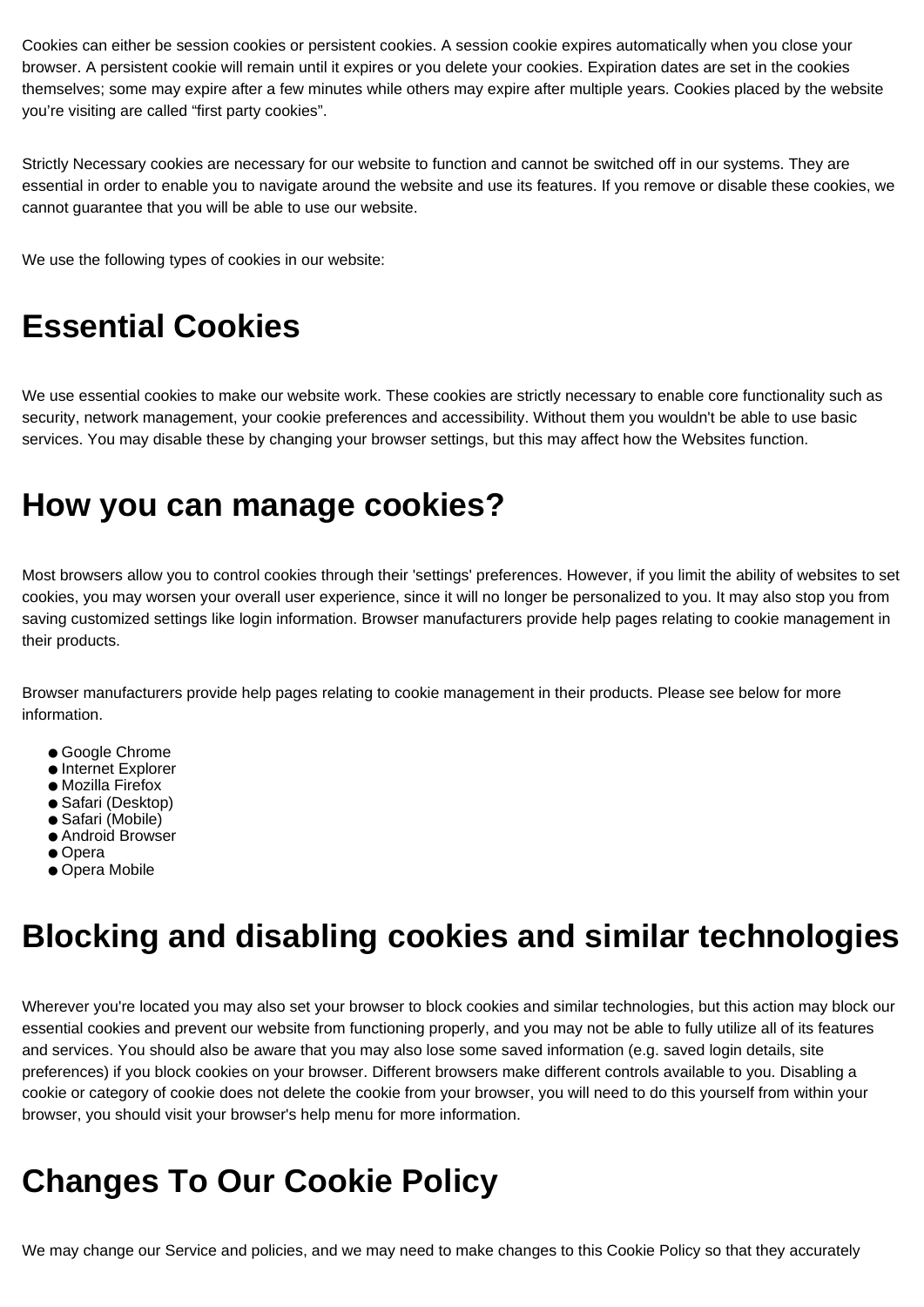Cookies can either be session cookies or persistent cookies. A session cookie expires automatically when you close your browser. A persistent cookie will remain until it expires or you delete your cookies. Expiration dates are set in the cookies themselves; some may expire after a few minutes while others may expire after multiple years. Cookies placed by the website you're visiting are called "first party cookies".

Strictly Necessary cookies are necessary for our website to function and cannot be switched off in our systems. They are essential in order to enable you to navigate around the website and use its features. If you remove or disable these cookies, we cannot guarantee that you will be able to use our website.

We use the following types of cookies in our website:

# Essential Cookies

We use essential cookies to make our website work. These cookies are strictly necessary to enable core functionality such as security, network management, your cookie preferences and accessibility. Without them you wouldn't be able to use basic services. You may disable these by changing your browser settings, but this may affect how the Websites function.

# How you can manage cookies?

Most browsers allow you to control cookies through their 'settings' preferences. However, if you limit the ability of websites to set cookies, you may worsen your overall user experience, since it will no longer be personalized to you. It may also stop you from saving customized settings like login information. Browser manufacturers provide help pages relating to cookie management in their products.

Browser manufacturers provide help pages relating to cookie management in their products. Please see below for more information.

- Google Chrome
- Internet Explorer
- Mozilla Firefox
- Safari (Desktop)
- Safari (Mobile)
- Android Browser
- Opera
- Opera Mobile

# Blocking and disabling cookies and similar technologies

Wherever you're located you may also set your browser to block cookies and similar technologies, but this action may block our essential cookies and prevent our website from functioning properly, and you may not be able to fully utilize all of its features and services. You should also be aware that you may also lose some saved information (e.g. saved login details, site preferences) if you block cookies on your browser. Different browsers make different controls available to you. Disabling a cookie or category of cookie does not delete the cookie from your browser, you will need to do this yourself from within your browser, you should visit your browser's help menu for more information.

# Changes To Our Cookie Policy

We may change our Service and policies, and we may need to make changes to this Cookie Policy so that they accurately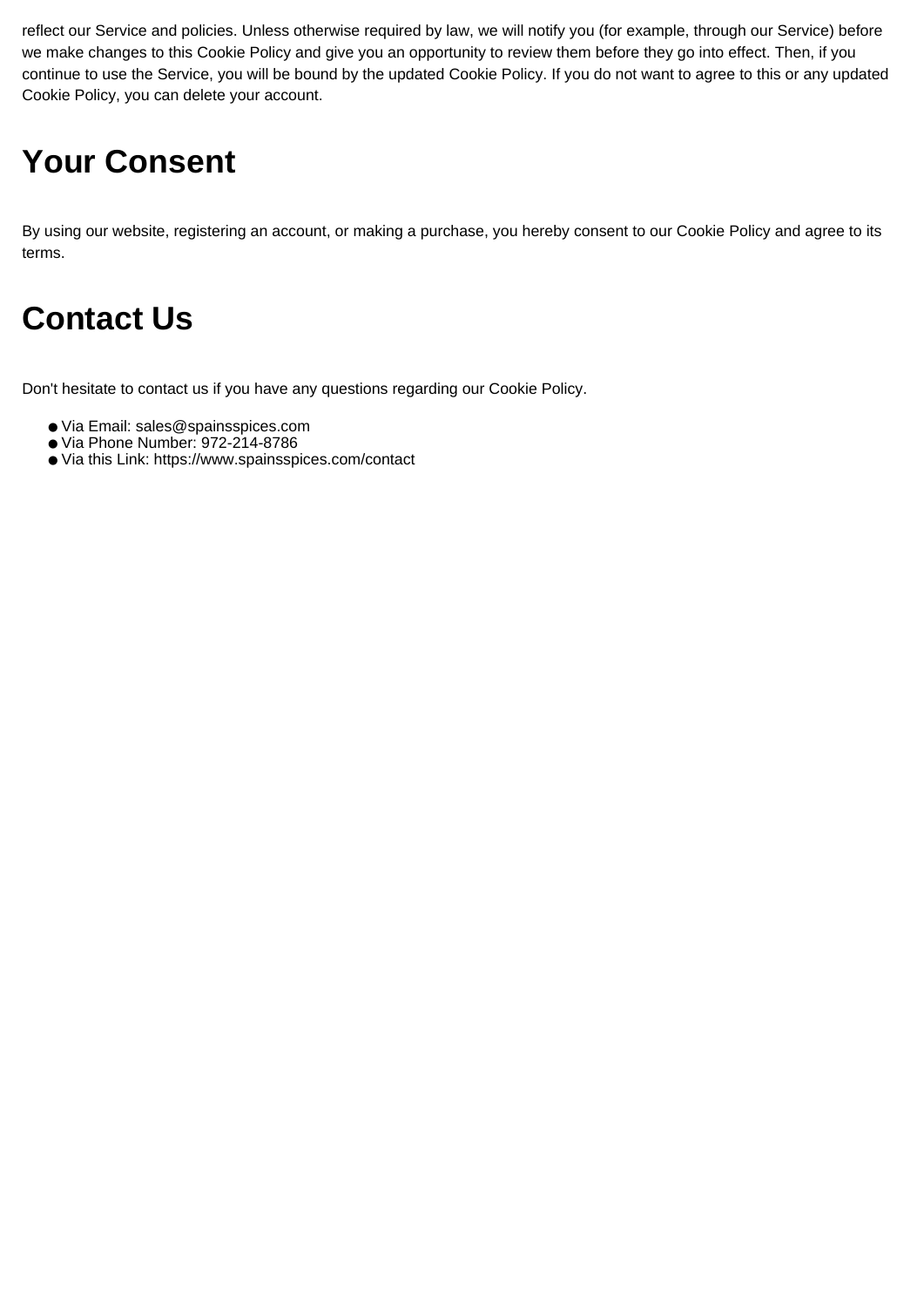reflect our Service and policies. Unless otherwise required by law, we will notify you (for example, through our Service) before we make changes to this Cookie Policy and give you an opportunity to review them before they go into effect. Then, if you continue to use the Service, you will be bound by the updated Cookie Policy. If you do not want to agree to this or any updated Cookie Policy, you can delete your account.

# Your Consent

By using our website, registering an account, or making a purchase, you hereby consent to our Cookie Policy and agree to its terms.

# Contact Us

Don't hesitate to contact us if you have any questions regarding our Cookie Policy.

- Via Email: sales@spainsspices.com
- Via Phone Number: 972-214-8786
- Via this Link: https://www.spainsspices.com/contact